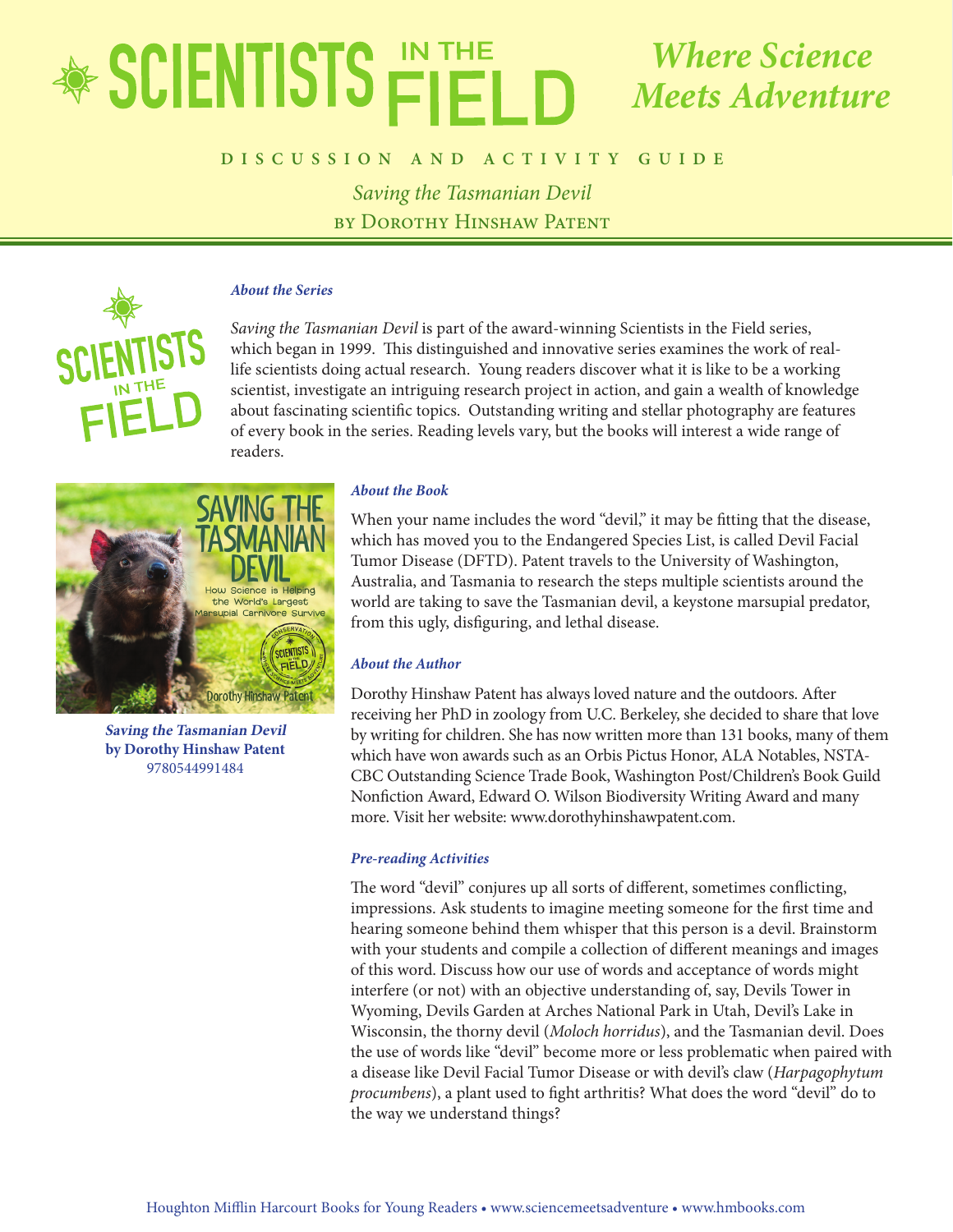# SCIENTISTS IN THE FIELD

*Where Science Meets Adventure*

DISCUSSION AND ACTIVITY GUIDE

*Saving the Tasmanian Devil*

BY DOROTHY HINSHAW PATENT

### *About the Series*

*Saving the Tasmanian Devil* is part of the award-winning Scientists in the Field series, which began in 1999. This distinguished and innovative series examines the work of real-life scientists doing actual research. Young readers discover what it is like to be a working scientist, investigate an intriguing research project in action, and gain a wealth of knowledge about fascinating scientific topics. Outstanding writing and stellar photography are features of every book in the series. Reading levels vary, but the books will interest a wide range of readers.

***Saving the Tasmanian Devil***
**by Dorothy Hinshaw Patent**
9780544991484

### *About the Book*

When your name includes the word "devil," it may be fitting that the disease, which has moved you to the Endangered Species List, is called Devil Facial Tumor Disease (DFTD). Patent travels to the University of Washington, Australia, and Tasmania to research the steps multiple scientists around the world are taking to save the Tasmanian devil, a keystone marsupial predator, from this ugly, disfiguring, and lethal disease.

### *About the Author*

Dorothy Hinshaw Patent has always loved nature and the outdoors. After receiving her PhD in zoology from U.C. Berkeley, she decided to share that love by writing for children. She has now written more than 131 books, many of them which have won awards such as an Orbis Pictus Honor, ALA Notables, NSTA-CBC Outstanding Science Trade Book, Washington Post/Children's Book Guild Nonfiction Award, Edward O. Wilson Biodiversity Writing Award and many more. Visit her website: www.dorothyhinshawpatent.com.

### *Pre-reading Activities*

The word "devil" conjures up all sorts of different, sometimes conflicting, impressions. Ask students to imagine meeting someone for the first time and hearing someone behind them whisper that this person is a devil. Brainstorm with your students and compile a collection of different meanings and images of this word. Discuss how our use of words and acceptance of words might interfere (or not) with an objective understanding of, say, Devils Tower in Wyoming, Devils Garden at Arches National Park in Utah, Devil's Lake in Wisconsin, the thorny devil (*Moloch horridus*), and the Tasmanian devil. Does the use of words like "devil" become more or less problematic when paired with a disease like Devil Facial Tumor Disease or with devil's claw (*Harpagophytum procumbens*), a plant used to fight arthritis? What does the word "devil" do to the way we understand things?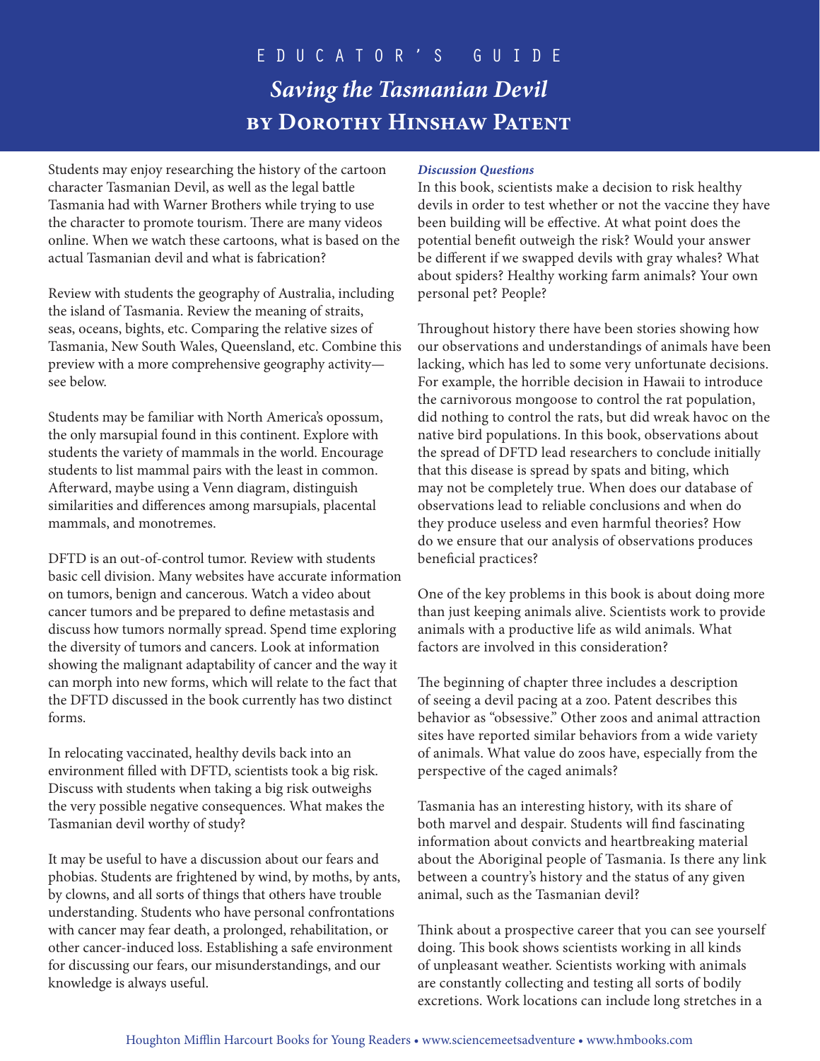# EDUCATOR'S GUIDE

## *Saving the Tasmanian Devil*

## by Dorothy Hinshaw Patent

Students may enjoy researching the history of the cartoon character Tasmanian Devil, as well as the legal battle Tasmania had with Warner Brothers while trying to use the character to promote tourism. There are many videos online. When we watch these cartoons, what is based on the actual Tasmanian devil and what is fabrication?

Review with students the geography of Australia, including the island of Tasmania. Review the meaning of straits, seas, oceans, bights, etc. Comparing the relative sizes of Tasmania, New South Wales, Queensland, etc. Combine this preview with a more comprehensive geography activity—see below.

Students may be familiar with North America's opossum, the only marsupial found in this continent. Explore with students the variety of mammals in the world. Encourage students to list mammal pairs with the least in common. Afterward, maybe using a Venn diagram, distinguish similarities and differences among marsupials, placental mammals, and monotremes.

DFTD is an out-of-control tumor. Review with students basic cell division. Many websites have accurate information on tumors, benign and cancerous. Watch a video about cancer tumors and be prepared to define metastasis and discuss how tumors normally spread. Spend time exploring the diversity of tumors and cancers. Look at information showing the malignant adaptability of cancer and the way it can morph into new forms, which will relate to the fact that the DFTD discussed in the book currently has two distinct forms.

In relocating vaccinated, healthy devils back into an environment filled with DFTD, scientists took a big risk. Discuss with students when taking a big risk outweighs the very possible negative consequences. What makes the Tasmanian devil worthy of study?

It may be useful to have a discussion about our fears and phobias. Students are frightened by wind, by moths, by ants, by clowns, and all sorts of things that others have trouble understanding. Students who have personal confrontations with cancer may fear death, a prolonged, rehabilitation, or other cancer-induced loss. Establishing a safe environment for discussing our fears, our misunderstandings, and our knowledge is always useful.

### *Discussion Questions*

In this book, scientists make a decision to risk healthy devils in order to test whether or not the vaccine they have been building will be effective. At what point does the potential benefit outweigh the risk? Would your answer be different if we swapped devils with gray whales? What about spiders? Healthy working farm animals? Your own personal pet? People?

Throughout history there have been stories showing how our observations and understandings of animals have been lacking, which has led to some very unfortunate decisions. For example, the horrible decision in Hawaii to introduce the carnivorous mongoose to control the rat population, did nothing to control the rats, but did wreak havoc on the native bird populations. In this book, observations about the spread of DFTD lead researchers to conclude initially that this disease is spread by spats and biting, which may not be completely true. When does our database of observations lead to reliable conclusions and when do they produce useless and even harmful theories? How do we ensure that our analysis of observations produces beneficial practices?

One of the key problems in this book is about doing more than just keeping animals alive. Scientists work to provide animals with a productive life as wild animals. What factors are involved in this consideration?

The beginning of chapter three includes a description of seeing a devil pacing at a zoo. Patent describes this behavior as "obsessive." Other zoos and animal attraction sites have reported similar behaviors from a wide variety of animals. What value do zoos have, especially from the perspective of the caged animals?

Tasmania has an interesting history, with its share of both marvel and despair. Students will find fascinating information about convicts and heartbreaking material about the Aboriginal people of Tasmania. Is there any link between a country's history and the status of any given animal, such as the Tasmanian devil?

Think about a prospective career that you can see yourself doing. This book shows scientists working in all kinds of unpleasant weather. Scientists working with animals are constantly collecting and testing all sorts of bodily excretions. Work locations can include long stretches in a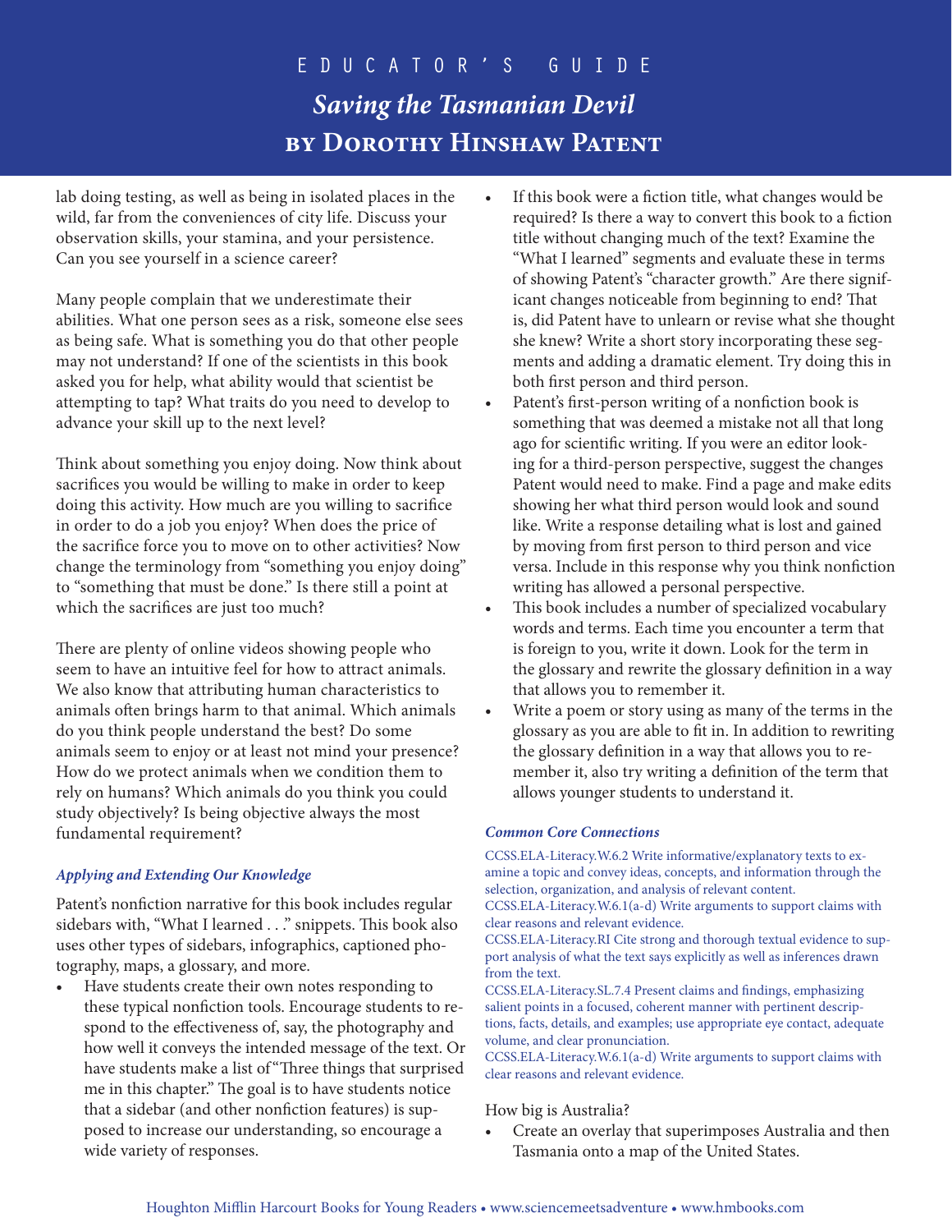lab doing testing, as well as being in isolated places in the wild, far from the conveniences of city life. Discuss your observation skills, your stamina, and your persistence. Can you see yourself in a science career?

Many people complain that we underestimate their abilities. What one person sees as a risk, someone else sees as being safe. What is something you do that other people may not understand? If one of the scientists in this book asked you for help, what ability would that scientist be attempting to tap? What traits do you need to develop to advance your skill up to the next level?

Think about something you enjoy doing. Now think about sacrifices you would be willing to make in order to keep doing this activity. How much are you willing to sacrifice in order to do a job you enjoy? When does the price of the sacrifice force you to move on to other activities? Now change the terminology from "something you enjoy doing" to "something that must be done." Is there still a point at which the sacrifices are just too much?

There are plenty of online videos showing people who seem to have an intuitive feel for how to attract animals. We also know that attributing human characteristics to animals often brings harm to that animal. Which animals do you think people understand the best? Do some animals seem to enjoy or at least not mind your presence? How do we protect animals when we condition them to rely on humans? Which animals do you think you could study objectively? Is being objective always the most fundamental requirement?

### *Applying and Extending Our Knowledge*

Patent's nonfiction narrative for this book includes regular sidebars with, "What I learned . . ." snippets. This book also uses other types of sidebars, infographics, captioned photography, maps, a glossary, and more.

- Have students create their own notes responding to these typical nonfiction tools. Encourage students to respond to the effectiveness of, say, the photography and how well it conveys the intended message of the text. Or have students make a list of "Three things that surprised me in this chapter." The goal is to have students notice that a sidebar (and other nonfiction features) is supposed to increase our understanding, so encourage a wide variety of responses.
- If this book were a fiction title, what changes would be required? Is there a way to convert this book to a fiction title without changing much of the text? Examine the "What I learned" segments and evaluate these in terms of showing Patent's "character growth." Are there significant changes noticeable from beginning to end? That is, did Patent have to unlearn or revise what she thought she knew? Write a short story incorporating these segments and adding a dramatic element. Try doing this in both first person and third person.
- Patent's first-person writing of a nonfiction book is something that was deemed a mistake not all that long ago for scientific writing. If you were an editor looking for a third-person perspective, suggest the changes Patent would need to make. Find a page and make edits showing her what third person would look and sound like. Write a response detailing what is lost and gained by moving from first person to third person and vice versa. Include in this response why you think nonfiction writing has allowed a personal perspective.
- This book includes a number of specialized vocabulary words and terms. Each time you encounter a term that is foreign to you, write it down. Look for the term in the glossary and rewrite the glossary definition in a way that allows you to remember it.
- Write a poem or story using as many of the terms in the glossary as you are able to fit in. In addition to rewriting the glossary definition in a way that allows you to remember it, also try writing a definition of the term that allows younger students to understand it.

#### *Common Core Connections*

CCSS.ELA-Literacy.W.6.2 Write informative/explanatory texts to examine a topic and convey ideas, concepts, and information through the selection, organization, and analysis of relevant content.
CCSS.ELA-Literacy.W.6.1(a-d) Write arguments to support claims with clear reasons and relevant evidence.
CCSS.ELA-Literacy.RI Cite strong and thorough textual evidence to support analysis of what the text says explicitly as well as inferences drawn from the text.
CCSS.ELA-Literacy.SL.7.4 Present claims and findings, emphasizing salient points in a focused, coherent manner with pertinent descriptions, facts, details, and examples; use appropriate eye contact, adequate volume, and clear pronunciation.
CCSS.ELA-Literacy.W.6.1(a-d) Write arguments to support claims with clear reasons and relevant evidence.

How big is Australia?

- Create an overlay that superimposes Australia and then Tasmania onto a map of the United States.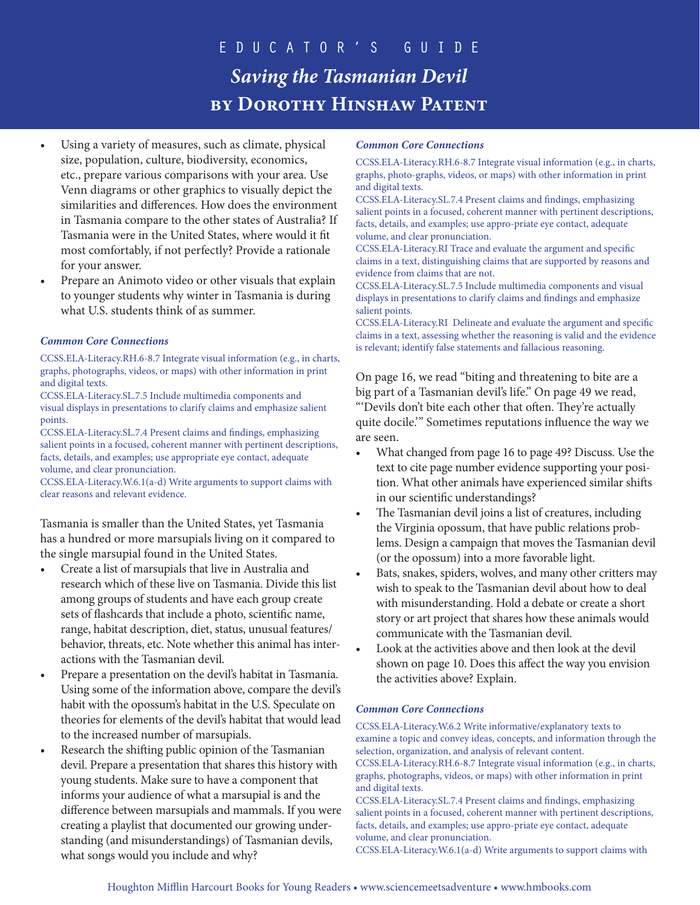- Using a variety of measures, such as climate, physical size, population, culture, biodiversity, economics, etc., prepare various comparisons with your area. Use Venn diagrams or other graphics to visually depict the similarities and differences. How does the environment in Tasmania compare to the other states of Australia? If Tasmania were in the United States, where would it fit most comfortably, if not perfectly? Provide a rationale for your answer.
- Prepare an Animoto video or other visuals that explain to younger students why winter in Tasmania is during what U.S. students think of as summer.

***Common Core Connections***

CCSS.ELA-Literacy.RH.6-8.7 Integrate visual information (e.g., in charts, graphs, photographs, videos, or maps) with other information in print and digital texts.
CCSS.ELA-Literacy.SL.7.5 Include multimedia components and visual displays in presentations to clarify claims and emphasize salient points.
CCSS.ELA-Literacy.SL.7.4 Present claims and findings, emphasizing salient points in a focused, coherent manner with pertinent descriptions, facts, details, and examples; use appropriate eye contact, adequate volume, and clear pronunciation.
CCSS.ELA-Literacy.W.6.1(a-d) Write arguments to support claims with clear reasons and relevant evidence.

Tasmania is smaller than the United States, yet Tasmania has a hundred or more marsupials living on it compared to the single marsupial found in the United States.

- Create a list of marsupials that live in Australia and research which of these live on Tasmania. Divide this list among groups of students and have each group create sets of flashcards that include a photo, scientific name, range, habitat description, diet, status, unusual features/behavior, threats, etc. Note whether this animal has interactions with the Tasmanian devil.
- Prepare a presentation on the devil's habitat in Tasmania. Using some of the information above, compare the devil's habit with the opossum's habitat in the U.S. Speculate on theories for elements of the devil's habitat that would lead to the increased number of marsupials.
- Research the shifting public opinion of the Tasmanian devil. Prepare a presentation that shares this history with young students. Make sure to have a component that informs your audience of what a marsupial is and the difference between marsupials and mammals. If you were creating a playlist that documented our growing understanding (and misunderstandings) of Tasmanian devils, what songs would you include and why?

***Common Core Connections***

CCSS.ELA-Literacy.RH.6-8.7 Integrate visual information (e.g., in charts, graphs, photo-graphs, videos, or maps) with other information in print and digital texts.
CCSS.ELA-Literacy.SL.7.4 Present claims and findings, emphasizing salient points in a focused, coherent manner with pertinent descriptions, facts, details, and examples; use appro-priate eye contact, adequate volume, and clear pronunciation.
CCSS.ELA-Literacy.RI Trace and evaluate the argument and specific claims in a text, distinguishing claims that are supported by reasons and evidence from claims that are not.
CCSS.ELA-Literacy.SL.7.5 Include multimedia components and visual displays in presentations to clarify claims and findings and emphasize salient points.
CCSS.ELA-Literacy.RI Delineate and evaluate the argument and specific claims in a text, assessing whether the reasoning is valid and the evidence is relevant; identify false statements and fallacious reasoning.

On page 16, we read "biting and threatening to bite are a big part of a Tasmanian devil's life." On page 49 we read, "'Devils don't bite each other that often. They're actually quite docile.'" Sometimes reputations influence the way we are seen.

- What changed from page 16 to page 49? Discuss. Use the text to cite page number evidence supporting your position. What other animals have experienced similar shifts in our scientific understandings?
- The Tasmanian devil joins a list of creatures, including the Virginia opossum, that have public relations problems. Design a campaign that moves the Tasmanian devil (or the opossum) into a more favorable light.
- Bats, snakes, spiders, wolves, and many other critters may wish to speak to the Tasmanian devil about how to deal with misunderstanding. Hold a debate or create a short story or art project that shares how these animals would communicate with the Tasmanian devil.
- Look at the activities above and then look at the devil shown on page 10. Does this affect the way you envision the activities above? Explain.

***Common Core Connections***

CCSS.ELA-Literacy.W.6.2 Write informative/explanatory texts to examine a topic and convey ideas, concepts, and information through the selection, organization, and analysis of relevant content.
CCSS.ELA-Literacy.RH.6-8.7 Integrate visual information (e.g., in charts, graphs, photographs, videos, or maps) with other information in print and digital texts.
CCSS.ELA-Literacy.SL.7.4 Present claims and findings, emphasizing salient points in a focused, coherent manner with pertinent descriptions, facts, details, and examples; use appro-priate eye contact, adequate volume, and clear pronunciation.
CCSS.ELA-Literacy.W.6.1(a-d) Write arguments to support claims with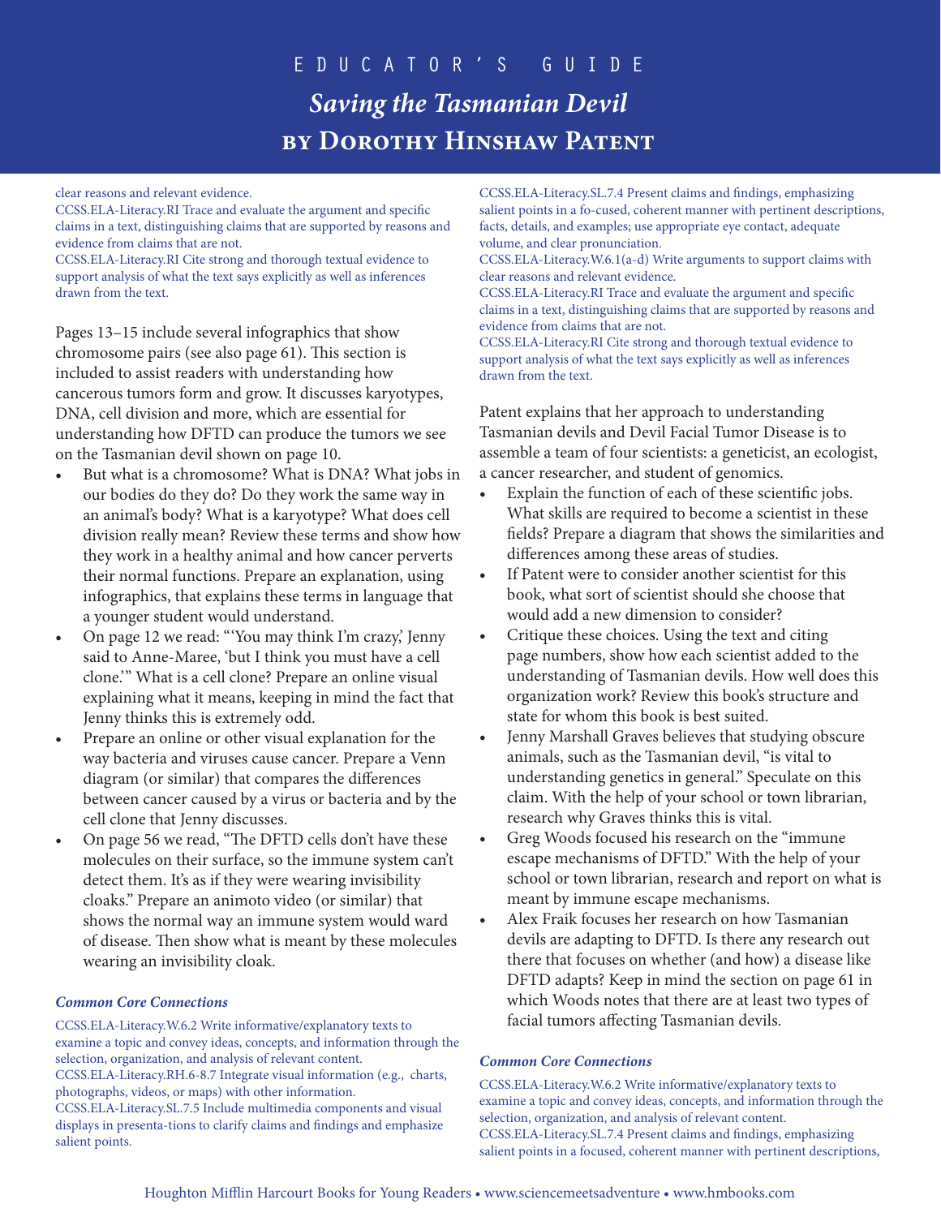clear reasons and relevant evidence.
CCSS.ELA-Literacy.RI Trace and evaluate the argument and specific claims in a text, distinguishing claims that are supported by reasons and evidence from claims that are not.
CCSS.ELA-Literacy.RI Cite strong and thorough textual evidence to support analysis of what the text says explicitly as well as inferences drawn from the text.

Pages 13–15 include several infographics that show chromosome pairs (see also page 61). This section is included to assist readers with understanding how cancerous tumors form and grow. It discusses karyotypes, DNA, cell division and more, which are essential for understanding how DFTD can produce the tumors we see on the Tasmanian devil shown on page 10.

- But what is a chromosome? What is DNA? What jobs in our bodies do they do? Do they work the same way in an animal's body? What is a karyotype? What does cell division really mean? Review these terms and show how they work in a healthy animal and how cancer perverts their normal functions. Prepare an explanation, using infographics, that explains these terms in language that a younger student would understand.
- On page 12 we read: "'You may think I'm crazy,' Jenny said to Anne-Maree, 'but I think you must have a cell clone.'" What is a cell clone? Prepare an online visual explaining what it means, keeping in mind the fact that Jenny thinks this is extremely odd.
- Prepare an online or other visual explanation for the way bacteria and viruses cause cancer. Prepare a Venn diagram (or similar) that compares the differences between cancer caused by a virus or bacteria and by the cell clone that Jenny discusses.
- On page 56 we read, "The DFTD cells don't have these molecules on their surface, so the immune system can't detect them. It's as if they were wearing invisibility cloaks." Prepare an animoto video (or similar) that shows the normal way an immune system would ward of disease. Then show what is meant by these molecules wearing an invisibility cloak.

***Common Core Connections***

CCSS.ELA-Literacy.W.6.2 Write informative/explanatory texts to examine a topic and convey ideas, concepts, and information through the selection, organization, and analysis of relevant content.
CCSS.ELA-Literacy.RH.6-8.7 Integrate visual information (e.g., charts, photographs, videos, or maps) with other information.
CCSS.ELA-Literacy.SL.7.5 Include multimedia components and visual displays in presenta-tions to clarify claims and findings and emphasize salient points.
CCSS.ELA-Literacy.SL.7.4 Present claims and findings, emphasizing salient points in a fo-cused, coherent manner with pertinent descriptions, facts, details, and examples; use appropriate eye contact, adequate volume, and clear pronunciation.
CCSS.ELA-Literacy.W.6.1(a-d) Write arguments to support claims with clear reasons and relevant evidence.
CCSS.ELA-Literacy.RI Trace and evaluate the argument and specific claims in a text, distinguishing claims that are supported by reasons and evidence from claims that are not.
CCSS.ELA-Literacy.RI Cite strong and thorough textual evidence to support analysis of what the text says explicitly as well as inferences drawn from the text.

Patent explains that her approach to understanding Tasmanian devils and Devil Facial Tumor Disease is to assemble a team of four scientists: a geneticist, an ecologist, a cancer researcher, and student of genomics.

- Explain the function of each of these scientific jobs. What skills are required to become a scientist in these fields? Prepare a diagram that shows the similarities and differences among these areas of studies.
- If Patent were to consider another scientist for this book, what sort of scientist should she choose that would add a new dimension to consider?
- Critique these choices. Using the text and citing page numbers, show how each scientist added to the understanding of Tasmanian devils. How well does this organization work? Review this book's structure and state for whom this book is best suited.
- Jenny Marshall Graves believes that studying obscure animals, such as the Tasmanian devil, "is vital to understanding genetics in general." Speculate on this claim. With the help of your school or town librarian, research why Graves thinks this is vital.
- Greg Woods focused his research on the "immune escape mechanisms of DFTD." With the help of your school or town librarian, research and report on what is meant by immune escape mechanisms.
- Alex Fraik focuses her research on how Tasmanian devils are adapting to DFTD. Is there any research out there that focuses on whether (and how) a disease like DFTD adapts? Keep in mind the section on page 61 in which Woods notes that there are at least two types of facial tumors affecting Tasmanian devils.

***Common Core Connections***

CCSS.ELA-Literacy.W.6.2 Write informative/explanatory texts to examine a topic and convey ideas, concepts, and information through the selection, organization, and analysis of relevant content.
CCSS.ELA-Literacy.SL.7.4 Present claims and findings, emphasizing salient points in a focused, coherent manner with pertinent descriptions,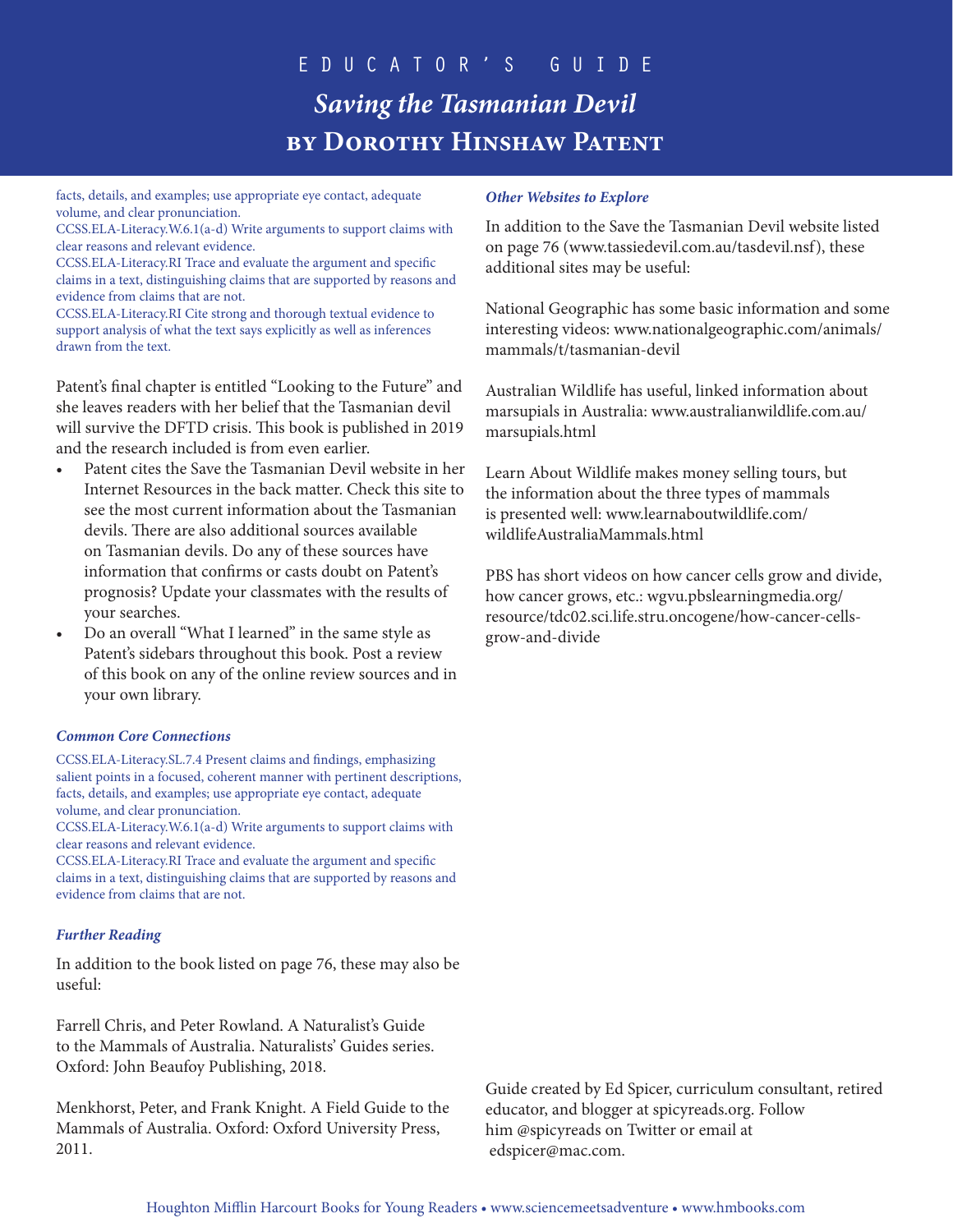facts, details, and examples; use appropriate eye contact, adequate volume, and clear pronunciation.
CCSS.ELA-Literacy.W.6.1(a-d) Write arguments to support claims with clear reasons and relevant evidence.
CCSS.ELA-Literacy.RI Trace and evaluate the argument and specific claims in a text, distinguishing claims that are supported by reasons and evidence from claims that are not.
CCSS.ELA-Literacy.RI Cite strong and thorough textual evidence to support analysis of what the text says explicitly as well as inferences drawn from the text.

Patent's final chapter is entitled "Looking to the Future" and she leaves readers with her belief that the Tasmanian devil will survive the DFTD crisis. This book is published in 2019 and the research included is from even earlier.

- Patent cites the Save the Tasmanian Devil website in her Internet Resources in the back matter. Check this site to see the most current information about the Tasmanian devils. There are also additional sources available on Tasmanian devils. Do any of these sources have information that confirms or casts doubt on Patent's prognosis? Update your classmates with the results of your searches.
- Do an overall "What I learned" in the same style as Patent's sidebars throughout this book. Post a review of this book on any of the online review sources and in your own library.

### *Common Core Connections*

CCSS.ELA-Literacy.SL.7.4 Present claims and findings, emphasizing salient points in a focused, coherent manner with pertinent descriptions, facts, details, and examples; use appropriate eye contact, adequate volume, and clear pronunciation.
CCSS.ELA-Literacy.W.6.1(a-d) Write arguments to support claims with clear reasons and relevant evidence.
CCSS.ELA-Literacy.RI Trace and evaluate the argument and specific claims in a text, distinguishing claims that are supported by reasons and evidence from claims that are not.

### *Further Reading*

In addition to the book listed on page 76, these may also be useful:

Farrell Chris, and Peter Rowland. A Naturalist's Guide to the Mammals of Australia. Naturalists' Guides series. Oxford: John Beaufoy Publishing, 2018.

Menkhorst, Peter, and Frank Knight. A Field Guide to the Mammals of Australia. Oxford: Oxford University Press, 2011.

### *Other Websites to Explore*

In addition to the Save the Tasmanian Devil website listed on page 76 (www.tassiedevil.com.au/tasdevil.nsf), these additional sites may be useful:

National Geographic has some basic information and some interesting videos: www.nationalgeographic.com/animals/mammals/t/tasmanian-devil

Australian Wildlife has useful, linked information about marsupials in Australia: www.australianwildlife.com.au/marsupials.html

Learn About Wildlife makes money selling tours, but the information about the three types of mammals is presented well: www.learnaboutwildlife.com/wildlifeAustraliaMammals.html

PBS has short videos on how cancer cells grow and divide, how cancer grows, etc.: wgvu.pbslearningmedia.org/resource/tdc02.sci.life.stru.oncogene/how-cancer-cells-grow-and-divide

Guide created by Ed Spicer, curriculum consultant, retired educator, and blogger at spicyreads.org. Follow him @spicyreads on Twitter or email at edspicer@mac.com.